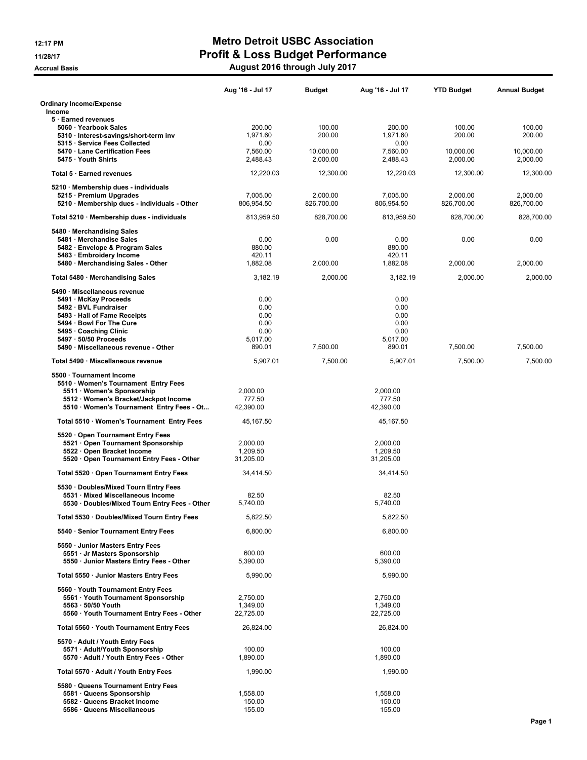# Metro Detroit USBC Association

## Profit & Loss Budget Performance

### August 2016 through July 2017

12:17 PM
11/28/17
Accrual Basis

| | Aug '16 - Jul 17 | Budget | Aug '16 - Jul 17 | YTD Budget | Annual Budget |
|---|---|---|---|---|---|
| **Ordinary Income/Expense** | | | | | |
| **Income** | | | | | |
| 5 · Earned revenues | | | | | |
| 5060 · Yearbook Sales | 200.00 | 100.00 | 200.00 | 100.00 | 100.00 |
| 5310 · Interest-savings/short-term inv | 1,971.60 | 200.00 | 1,971.60 | 200.00 | 200.00 |
| 5315 · Service Fees Collected | 0.00 | | 0.00 | | |
| 5470 · Lane Certification Fees | 7,560.00 | 10,000.00 | 7,560.00 | 10,000.00 | 10,000.00 |
| 5475 · Youth Shirts | 2,488.43 | 2,000.00 | 2,488.43 | 2,000.00 | 2,000.00 |
| Total 5 · Earned revenues | 12,220.03 | 12,300.00 | 12,220.03 | 12,300.00 | 12,300.00 |
| 5210 · Membership dues - individuals | | | | | |
| 5215 · Premium Upgrades | 7,005.00 | 2,000.00 | 7,005.00 | 2,000.00 | 2,000.00 |
| 5210 · Membership dues - individuals - Other | 806,954.50 | 826,700.00 | 806,954.50 | 826,700.00 | 826,700.00 |
| Total 5210 · Membership dues - individuals | 813,959.50 | 828,700.00 | 813,959.50 | 828,700.00 | 828,700.00 |
| 5480 · Merchandising Sales | | | | | |
| 5481 · Merchandise Sales | 0.00 | 0.00 | 0.00 | 0.00 | 0.00 |
| 5482 · Envelope & Program Sales | 880.00 | | 880.00 | | |
| 5483 · Embroidery Income | 420.11 | | 420.11 | | |
| 5480 · Merchandising Sales - Other | 1,882.08 | 2,000.00 | 1,882.08 | 2,000.00 | 2,000.00 |
| Total 5480 · Merchandising Sales | 3,182.19 | 2,000.00 | 3,182.19 | 2,000.00 | 2,000.00 |
| 5490 · Miscellaneous revenue | | | | | |
| 5491 · McKay Proceeds | 0.00 | | 0.00 | | |
| 5492 · BVL Fundraiser | 0.00 | | 0.00 | | |
| 5493 · Hall of Fame Receipts | 0.00 | | 0.00 | | |
| 5494 · Bowl For The Cure | 0.00 | | 0.00 | | |
| 5495 · Coaching Clinic | 0.00 | | 0.00 | | |
| 5497 · 50/50 Proceeds | 5,017.00 | | 5,017.00 | | |
| 5490 · Miscellaneous revenue - Other | 890.01 | 7,500.00 | 890.01 | 7,500.00 | 7,500.00 |
| Total 5490 · Miscellaneous revenue | 5,907.01 | 7,500.00 | 5,907.01 | 7,500.00 | 7,500.00 |
| 5500 · Tournament Income | | | | | |
| 5510 · Women's Tournament Entry Fees | | | | | |
| 5511 · Women's Sponsorship | 2,000.00 | | 2,000.00 | | |
| 5512 · Women's Bracket/Jackpot Income | 777.50 | | 777.50 | | |
| 5510 · Women's Tournament Entry Fees - Ot... | 42,390.00 | | 42,390.00 | | |
| Total 5510 · Women's Tournament Entry Fees | 45,167.50 | | 45,167.50 | | |
| 5520 · Open Tournament Entry Fees | | | | | |
| 5521 · Open Tournament Sponsorship | 2,000.00 | | 2,000.00 | | |
| 5522 · Open Bracket Income | 1,209.50 | | 1,209.50 | | |
| 5520 · Open Tournament Entry Fees - Other | 31,205.00 | | 31,205.00 | | |
| Total 5520 · Open Tournament Entry Fees | 34,414.50 | | 34,414.50 | | |
| 5530 · Doubles/Mixed Tourn Entry Fees | | | | | |
| 5531 · Mixed Miscellaneous Income | 82.50 | | 82.50 | | |
| 5530 · Doubles/Mixed Tourn Entry Fees - Other | 5,740.00 | | 5,740.00 | | |
| Total 5530 · Doubles/Mixed Tourn Entry Fees | 5,822.50 | | 5,822.50 | | |
| 5540 · Senior Tournament Entry Fees | 6,800.00 | | 6,800.00 | | |
| 5550 · Junior Masters Entry Fees | | | | | |
| 5551 · Jr Masters Sponsorship | 600.00 | | 600.00 | | |
| 5550 · Junior Masters Entry Fees - Other | 5,390.00 | | 5,390.00 | | |
| Total 5550 · Junior Masters Entry Fees | 5,990.00 | | 5,990.00 | | |
| 5560 · Youth Tournament Entry Fees | | | | | |
| 5561 · Youth Tournament Sponsorship | 2,750.00 | | 2,750.00 | | |
| 5563 · 50/50 Youth | 1,349.00 | | 1,349.00 | | |
| 5560 · Youth Tournament Entry Fees - Other | 22,725.00 | | 22,725.00 | | |
| Total 5560 · Youth Tournament Entry Fees | 26,824.00 | | 26,824.00 | | |
| 5570 · Adult / Youth Entry Fees | | | | | |
| 5571 · Adult/Youth Sponsorship | 100.00 | | 100.00 | | |
| 5570 · Adult / Youth Entry Fees - Other | 1,890.00 | | 1,890.00 | | |
| Total 5570 · Adult / Youth Entry Fees | 1,990.00 | | 1,990.00 | | |
| 5580 · Queens Tournament Entry Fees | | | | | |
| 5581 · Queens Sponsorship | 1,558.00 | | 1,558.00 | | |
| 5582 · Queens Bracket Income | 150.00 | | 150.00 | | |
| 5586 · Queens Miscellaneous | 155.00 | | 155.00 | | |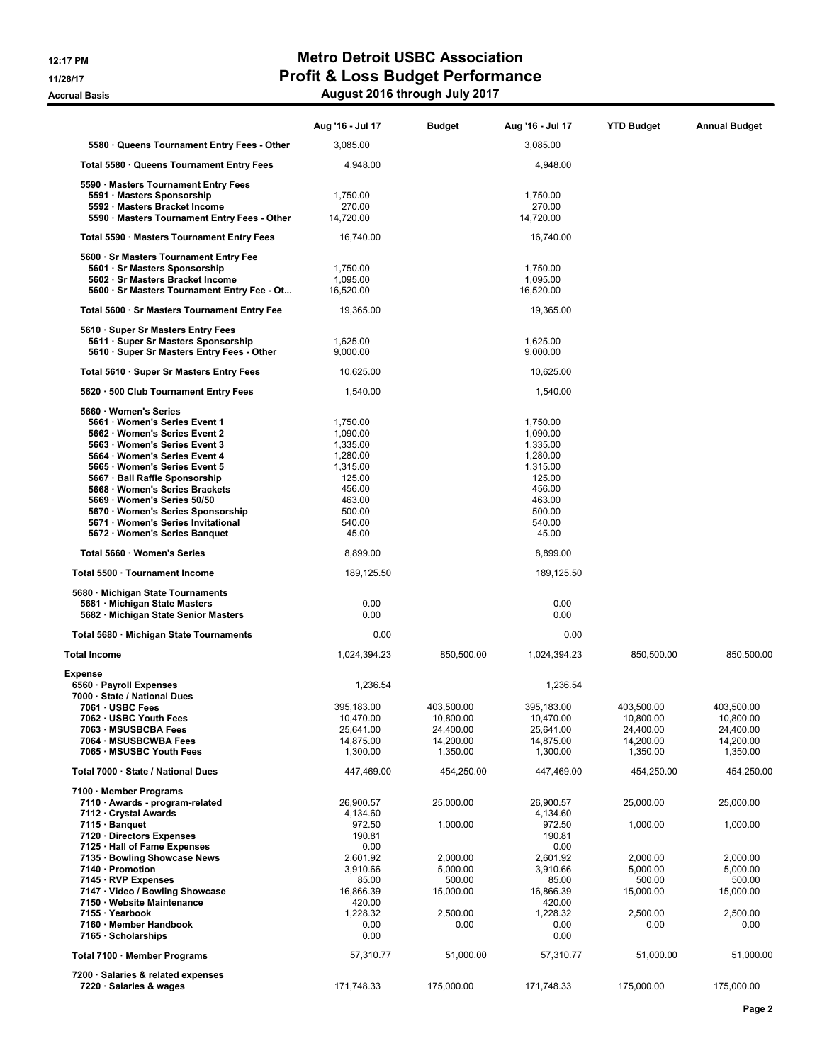# Metro Detroit USBC Association

## Profit & Loss Budget Performance

### August 2016 through July 2017

Accrual Basis

| | Aug '16 - Jul 17 | Budget | Aug '16 - Jul 17 | YTD Budget | Annual Budget |
|---|---|---|---|---|---|
| 5580 · Queens Tournament Entry Fees - Other | 3,085.00 | | 3,085.00 | | |
| Total 5580 · Queens Tournament Entry Fees | 4,948.00 | | 4,948.00 | | |
| 5590 · Masters Tournament Entry Fees | | | | | |
| 5591 · Masters Sponsorship | 1,750.00 | | 1,750.00 | | |
| 5592 · Masters Bracket Income | 270.00 | | 270.00 | | |
| 5590 · Masters Tournament Entry Fees - Other | 14,720.00 | | 14,720.00 | | |
| Total 5590 · Masters Tournament Entry Fees | 16,740.00 | | 16,740.00 | | |
| 5600 · Sr Masters Tournament Entry Fee | | | | | |
| 5601 · Sr Masters Sponsorship | 1,750.00 | | 1,750.00 | | |
| 5602 · Sr Masters Bracket Income | 1,095.00 | | 1,095.00 | | |
| 5600 · Sr Masters Tournament Entry Fee - Ot... | 16,520.00 | | 16,520.00 | | |
| Total 5600 · Sr Masters Tournament Entry Fee | 19,365.00 | | 19,365.00 | | |
| 5610 · Super Sr Masters Entry Fees | | | | | |
| 5611 · Super Sr Masters Sponsorship | 1,625.00 | | 1,625.00 | | |
| 5610 · Super Sr Masters Entry Fees - Other | 9,000.00 | | 9,000.00 | | |
| Total 5610 · Super Sr Masters Entry Fees | 10,625.00 | | 10,625.00 | | |
| 5620 · 500 Club Tournament Entry Fees | 1,540.00 | | 1,540.00 | | |
| 5660 · Women's Series | | | | | |
| 5661 · Women's Series Event 1 | 1,750.00 | | 1,750.00 | | |
| 5662 · Women's Series Event 2 | 1,090.00 | | 1,090.00 | | |
| 5663 · Women's Series Event 3 | 1,335.00 | | 1,335.00 | | |
| 5664 · Women's Series Event 4 | 1,280.00 | | 1,280.00 | | |
| 5665 · Women's Series Event 5 | 1,315.00 | | 1,315.00 | | |
| 5667 · Ball Raffle Sponsorship | 125.00 | | 125.00 | | |
| 5668 · Women's Series Brackets | 456.00 | | 456.00 | | |
| 5669 · Women's Series 50/50 | 463.00 | | 463.00 | | |
| 5670 · Women's Series Sponsorship | 500.00 | | 500.00 | | |
| 5671 · Women's Series Invitational | 540.00 | | 540.00 | | |
| 5672 · Women's Series Banquet | 45.00 | | 45.00 | | |
| Total 5660 · Women's Series | 8,899.00 | | 8,899.00 | | |
| Total 5500 · Tournament Income | 189,125.50 | | 189,125.50 | | |
| 5680 · Michigan State Tournaments | | | | | |
| 5681 · Michigan State Masters | 0.00 | | 0.00 | | |
| 5682 · Michigan State Senior Masters | 0.00 | | 0.00 | | |
| Total 5680 · Michigan State Tournaments | 0.00 | | 0.00 | | |
| **Total Income** | 1,024,394.23 | 850,500.00 | 1,024,394.23 | 850,500.00 | 850,500.00 |
| **Expense** | | | | | |
| 6560 · Payroll Expenses | 1,236.54 | | 1,236.54 | | |
| 7000 · State / National Dues | | | | | |
| 7061 · USBC Fees | 395,183.00 | 403,500.00 | 395,183.00 | 403,500.00 | 403,500.00 |
| 7062 · USBC Youth Fees | 10,470.00 | 10,800.00 | 10,470.00 | 10,800.00 | 10,800.00 |
| 7063 · MSUSBCBA Fees | 25,641.00 | 24,400.00 | 25,641.00 | 24,400.00 | 24,400.00 |
| 7064 · MSUSBCWBA Fees | 14,875.00 | 14,200.00 | 14,875.00 | 14,200.00 | 14,200.00 |
| 7065 · MSUSBC Youth Fees | 1,300.00 | 1,350.00 | 1,300.00 | 1,350.00 | 1,350.00 |
| Total 7000 · State / National Dues | 447,469.00 | 454,250.00 | 447,469.00 | 454,250.00 | 454,250.00 |
| 7100 · Member Programs | | | | | |
| 7110 · Awards - program-related | 26,900.57 | 25,000.00 | 26,900.57 | 25,000.00 | 25,000.00 |
| 7112 · Crystal Awards | 4,134.60 | | 4,134.60 | | |
| 7115 · Banquet | 972.50 | 1,000.00 | 972.50 | 1,000.00 | 1,000.00 |
| 7120 · Directors Expenses | 190.81 | | 190.81 | | |
| 7125 · Hall of Fame Expenses | 0.00 | | 0.00 | | |
| 7135 · Bowling Showcase News | 2,601.92 | 2,000.00 | 2,601.92 | 2,000.00 | 2,000.00 |
| 7140 · Promotion | 3,910.66 | 5,000.00 | 3,910.66 | 5,000.00 | 5,000.00 |
| 7145 · RVP Expenses | 85.00 | 500.00 | 85.00 | 500.00 | 500.00 |
| 7147 · Video / Bowling Showcase | 16,866.39 | 15,000.00 | 16,866.39 | 15,000.00 | 15,000.00 |
| 7150 · Website Maintenance | 420.00 | | 420.00 | | |
| 7155 · Yearbook | 1,228.32 | 2,500.00 | 1,228.32 | 2,500.00 | 2,500.00 |
| 7160 · Member Handbook | 0.00 | 0.00 | 0.00 | 0.00 | 0.00 |
| 7165 · Scholarships | 0.00 | | 0.00 | | |
| Total 7100 · Member Programs | 57,310.77 | 51,000.00 | 57,310.77 | 51,000.00 | 51,000.00 |
| 7200 · Salaries & related expenses | | | | | |
| 7220 · Salaries & wages | 171,748.33 | 175,000.00 | 171,748.33 | 175,000.00 | 175,000.00 |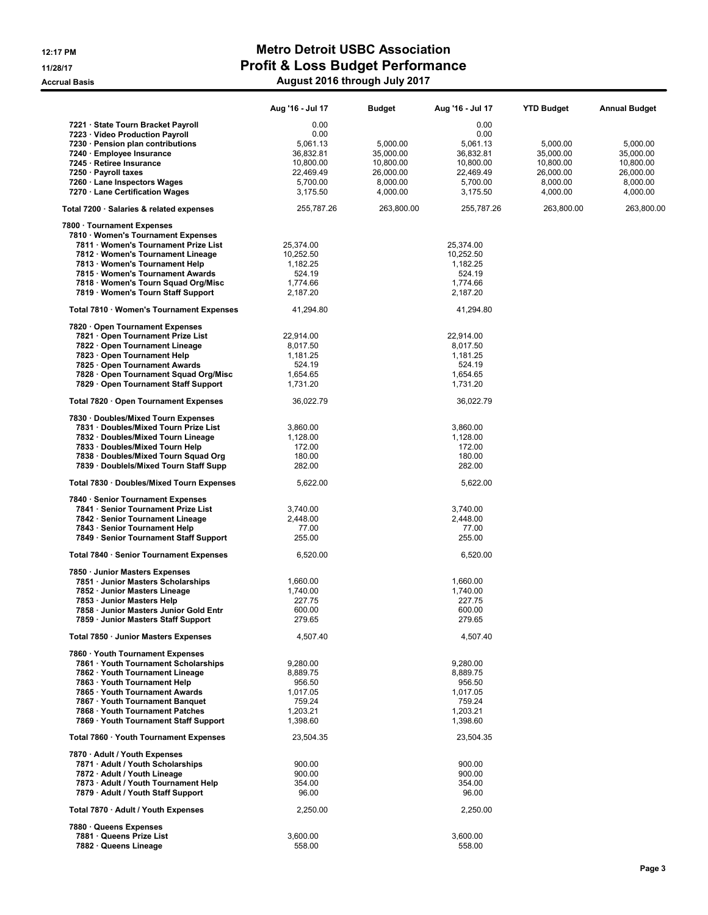# Metro Detroit USBC Association

## Profit & Loss Budget Performance

### August 2016 through July 2017

12:17 PM
11/28/17
Accrual Basis

| | Aug '16 - Jul 17 | Budget | Aug '16 - Jul 17 | YTD Budget | Annual Budget |
|---|---|---|---|---|---|
| 7221 · State Tourn Bracket Payroll | 0.00 | | 0.00 | | |
| 7223 · Video Production Payroll | 0.00 | | 0.00 | | |
| 7230 · Pension plan contributions | 5,061.13 | 5,000.00 | 5,061.13 | 5,000.00 | 5,000.00 |
| 7240 · Employee Insurance | 36,832.81 | 35,000.00 | 36,832.81 | 35,000.00 | 35,000.00 |
| 7245 · Retiree Insurance | 10,800.00 | 10,800.00 | 10,800.00 | 10,800.00 | 10,800.00 |
| 7250 · Payroll taxes | 22,469.49 | 26,000.00 | 22,469.49 | 26,000.00 | 26,000.00 |
| 7260 · Lane Inspectors Wages | 5,700.00 | 8,000.00 | 5,700.00 | 8,000.00 | 8,000.00 |
| 7270 · Lane Certification Wages | 3,175.50 | 4,000.00 | 3,175.50 | 4,000.00 | 4,000.00 |
| Total 7200 · Salaries & related expenses | 255,787.26 | 263,800.00 | 255,787.26 | 263,800.00 | 263,800.00 |
| 7800 · Tournament Expenses | | | | | |
| 7810 · Women's Tournament Expenses | | | | | |
| 7811 · Women's Tournament Prize List | 25,374.00 | | 25,374.00 | | |
| 7812 · Women's Tournament Lineage | 10,252.50 | | 10,252.50 | | |
| 7813 · Women's Tournament Help | 1,182.25 | | 1,182.25 | | |
| 7815 · Women's Tournament Awards | 524.19 | | 524.19 | | |
| 7818 · Women's Tourn Squad Org/Misc | 1,774.66 | | 1,774.66 | | |
| 7819 · Women's Tourn Staff Support | 2,187.20 | | 2,187.20 | | |
| Total 7810 · Women's Tournament Expenses | 41,294.80 | | 41,294.80 | | |
| 7820 · Open Tournament Expenses | | | | | |
| 7821 · Open Tournament Prize List | 22,914.00 | | 22,914.00 | | |
| 7822 · Open Tournament Lineage | 8,017.50 | | 8,017.50 | | |
| 7823 · Open Tournament Help | 1,181.25 | | 1,181.25 | | |
| 7825 · Open Tournament Awards | 524.19 | | 524.19 | | |
| 7828 · Open Tournament Squad Org/Misc | 1,654.65 | | 1,654.65 | | |
| 7829 · Open Tournament Staff Support | 1,731.20 | | 1,731.20 | | |
| Total 7820 · Open Tournament Expenses | 36,022.79 | | 36,022.79 | | |
| 7830 · Doubles/Mixed Tourn Expenses | | | | | |
| 7831 · Doubles/Mixed Tourn Prize List | 3,860.00 | | 3,860.00 | | |
| 7832 · Doubles/Mixed Tourn Lineage | 1,128.00 | | 1,128.00 | | |
| 7833 · Doubles/Mixed Tourn Help | 172.00 | | 172.00 | | |
| 7838 · Doubles/Mixed Tourn Squad Org | 180.00 | | 180.00 | | |
| 7839 · Doublels/Mixed Tourn Staff Supp | 282.00 | | 282.00 | | |
| Total 7830 · Doubles/Mixed Tourn Expenses | 5,622.00 | | 5,622.00 | | |
| 7840 · Senior Tournament Expenses | | | | | |
| 7841 · Senior Tournament Prize List | 3,740.00 | | 3,740.00 | | |
| 7842 · Senior Tournament Lineage | 2,448.00 | | 2,448.00 | | |
| 7843 · Senior Tournament Help | 77.00 | | 77.00 | | |
| 7849 · Senior Tournament Staff Support | 255.00 | | 255.00 | | |
| Total 7840 · Senior Tournament Expenses | 6,520.00 | | 6,520.00 | | |
| 7850 · Junior Masters Expenses | | | | | |
| 7851 · Junior Masters Scholarships | 1,660.00 | | 1,660.00 | | |
| 7852 · Junior Masters Lineage | 1,740.00 | | 1,740.00 | | |
| 7853 · Junior Masters Help | 227.75 | | 227.75 | | |
| 7858 · Junior Masters Junior Gold Entr | 600.00 | | 600.00 | | |
| 7859 · Junior Masters Staff Support | 279.65 | | 279.65 | | |
| Total 7850 · Junior Masters Expenses | 4,507.40 | | 4,507.40 | | |
| 7860 · Youth Tournament Expenses | | | | | |
| 7861 · Youth Tournament Scholarships | 9,280.00 | | 9,280.00 | | |
| 7862 · Youth Tournament Lineage | 8,889.75 | | 8,889.75 | | |
| 7863 · Youth Tournament Help | 956.50 | | 956.50 | | |
| 7865 · Youth Tournament Awards | 1,017.05 | | 1,017.05 | | |
| 7867 · Youth Tournament Banquet | 759.24 | | 759.24 | | |
| 7868 · Youth Tournament Patches | 1,203.21 | | 1,203.21 | | |
| 7869 · Youth Tournament Staff Support | 1,398.60 | | 1,398.60 | | |
| Total 7860 · Youth Tournament Expenses | 23,504.35 | | 23,504.35 | | |
| 7870 · Adult / Youth Expenses | | | | | |
| 7871 · Adult / Youth Scholarships | 900.00 | | 900.00 | | |
| 7872 · Adult / Youth Lineage | 900.00 | | 900.00 | | |
| 7873 · Adult / Youth Tournament Help | 354.00 | | 354.00 | | |
| 7879 · Adult / Youth Staff Support | 96.00 | | 96.00 | | |
| Total 7870 · Adult / Youth Expenses | 2,250.00 | | 2,250.00 | | |
| 7880 · Queens Expenses | | | | | |
| 7881 · Queens Prize List | 3,600.00 | | 3,600.00 | | |
| 7882 · Queens Lineage | 558.00 | | 558.00 | | |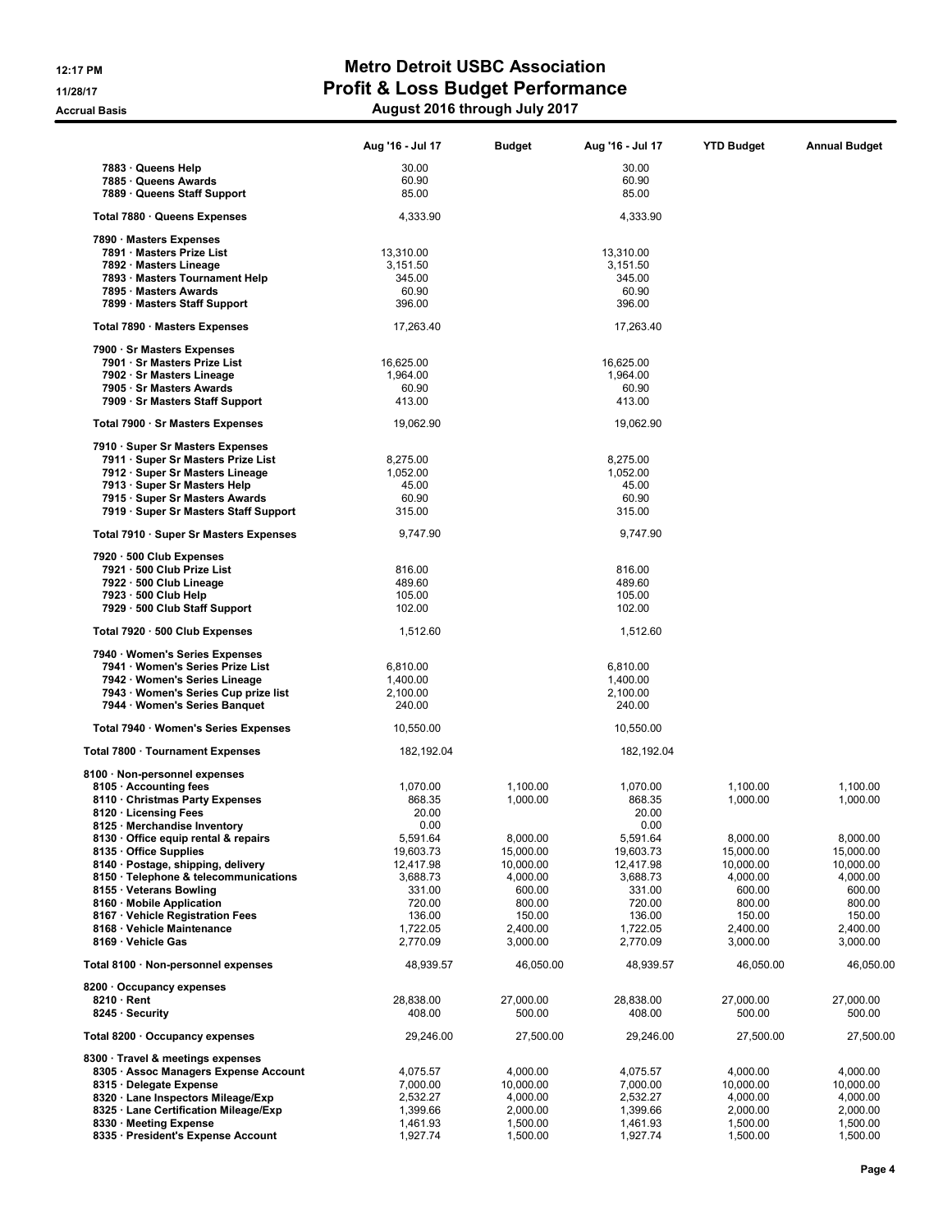# Metro Detroit USBC Association
## Profit & Loss Budget Performance
### August 2016 through July 2017

12:17 PM
11/28/17
Accrual Basis

| | Aug '16 - Jul 17 | Budget | Aug '16 - Jul 17 | YTD Budget | Annual Budget |
|---|---|---|---|---|---|
| 7883 · Queens Help | 30.00 | | 30.00 | | |
| 7885 · Queens Awards | 60.90 | | 60.90 | | |
| 7889 · Queens Staff Support | 85.00 | | 85.00 | | |
| Total 7880 · Queens Expenses | 4,333.90 | | 4,333.90 | | |
| 7890 · Masters Expenses | | | | | |
| 7891 · Masters Prize List | 13,310.00 | | 13,310.00 | | |
| 7892 · Masters Lineage | 3,151.50 | | 3,151.50 | | |
| 7893 · Masters Tournament Help | 345.00 | | 345.00 | | |
| 7895 · Masters Awards | 60.90 | | 60.90 | | |
| 7899 · Masters Staff Support | 396.00 | | 396.00 | | |
| Total 7890 · Masters Expenses | 17,263.40 | | 17,263.40 | | |
| 7900 · Sr Masters Expenses | | | | | |
| 7901 · Sr Masters Prize List | 16,625.00 | | 16,625.00 | | |
| 7902 · Sr Masters Lineage | 1,964.00 | | 1,964.00 | | |
| 7905 · Sr Masters Awards | 60.90 | | 60.90 | | |
| 7909 · Sr Masters Staff Support | 413.00 | | 413.00 | | |
| Total 7900 · Sr Masters Expenses | 19,062.90 | | 19,062.90 | | |
| 7910 · Super Sr Masters Expenses | | | | | |
| 7911 · Super Sr Masters Prize List | 8,275.00 | | 8,275.00 | | |
| 7912 · Super Sr Masters Lineage | 1,052.00 | | 1,052.00 | | |
| 7913 · Super Sr Masters Help | 45.00 | | 45.00 | | |
| 7915 · Super Sr Masters Awards | 60.90 | | 60.90 | | |
| 7919 · Super Sr Masters Staff Support | 315.00 | | 315.00 | | |
| Total 7910 · Super Sr Masters Expenses | 9,747.90 | | 9,747.90 | | |
| 7920 · 500 Club Expenses | | | | | |
| 7921 · 500 Club Prize List | 816.00 | | 816.00 | | |
| 7922 · 500 Club Lineage | 489.60 | | 489.60 | | |
| 7923 · 500 Club Help | 105.00 | | 105.00 | | |
| 7929 · 500 Club Staff Support | 102.00 | | 102.00 | | |
| Total 7920 · 500 Club Expenses | 1,512.60 | | 1,512.60 | | |
| 7940 · Women's Series Expenses | | | | | |
| 7941 · Women's Series Prize List | 6,810.00 | | 6,810.00 | | |
| 7942 · Women's Series Lineage | 1,400.00 | | 1,400.00 | | |
| 7943 · Women's Series Cup prize list | 2,100.00 | | 2,100.00 | | |
| 7944 · Women's Series Banquet | 240.00 | | 240.00 | | |
| Total 7940 · Women's Series Expenses | 10,550.00 | | 10,550.00 | | |
| Total 7800 · Tournament Expenses | 182,192.04 | | 182,192.04 | | |
| 8100 · Non-personnel expenses | | | | | |
| 8105 · Accounting fees | 1,070.00 | 1,100.00 | 1,070.00 | 1,100.00 | 1,100.00 |
| 8110 · Christmas Party Expenses | 868.35 | 1,000.00 | 868.35 | 1,000.00 | 1,000.00 |
| 8120 · Licensing Fees | 20.00 | | 20.00 | | |
| 8125 · Merchandise Inventory | 0.00 | | 0.00 | | |
| 8130 · Office equip rental & repairs | 5,591.64 | 8,000.00 | 5,591.64 | 8,000.00 | 8,000.00 |
| 8135 · Office Supplies | 19,603.73 | 15,000.00 | 19,603.73 | 15,000.00 | 15,000.00 |
| 8140 · Postage, shipping, delivery | 12,417.98 | 10,000.00 | 12,417.98 | 10,000.00 | 10,000.00 |
| 8150 · Telephone & telecommunications | 3,688.73 | 4,000.00 | 3,688.73 | 4,000.00 | 4,000.00 |
| 8155 · Veterans Bowling | 331.00 | 600.00 | 331.00 | 600.00 | 600.00 |
| 8160 · Mobile Application | 720.00 | 800.00 | 720.00 | 800.00 | 800.00 |
| 8167 · Vehicle Registration Fees | 136.00 | 150.00 | 136.00 | 150.00 | 150.00 |
| 8168 · Vehicle Maintenance | 1,722.05 | 2,400.00 | 1,722.05 | 2,400.00 | 2,400.00 |
| 8169 · Vehicle Gas | 2,770.09 | 3,000.00 | 2,770.09 | 3,000.00 | 3,000.00 |
| Total 8100 · Non-personnel expenses | 48,939.57 | 46,050.00 | 48,939.57 | 46,050.00 | 46,050.00 |
| 8200 · Occupancy expenses | | | | | |
| 8210 · Rent | 28,838.00 | 27,000.00 | 28,838.00 | 27,000.00 | 27,000.00 |
| 8245 · Security | 408.00 | 500.00 | 408.00 | 500.00 | 500.00 |
| Total 8200 · Occupancy expenses | 29,246.00 | 27,500.00 | 29,246.00 | 27,500.00 | 27,500.00 |
| 8300 · Travel & meetings expenses | | | | | |
| 8305 · Assoc Managers Expense Account | 4,075.57 | 4,000.00 | 4,075.57 | 4,000.00 | 4,000.00 |
| 8315 · Delegate Expense | 7,000.00 | 10,000.00 | 7,000.00 | 10,000.00 | 10,000.00 |
| 8320 · Lane Inspectors Mileage/Exp | 2,532.27 | 4,000.00 | 2,532.27 | 4,000.00 | 4,000.00 |
| 8325 · Lane Certification Mileage/Exp | 1,399.66 | 2,000.00 | 1,399.66 | 2,000.00 | 2,000.00 |
| 8330 · Meeting Expense | 1,461.93 | 1,500.00 | 1,461.93 | 1,500.00 | 1,500.00 |
| 8335 · President's Expense Account | 1,927.74 | 1,500.00 | 1,927.74 | 1,500.00 | 1,500.00 |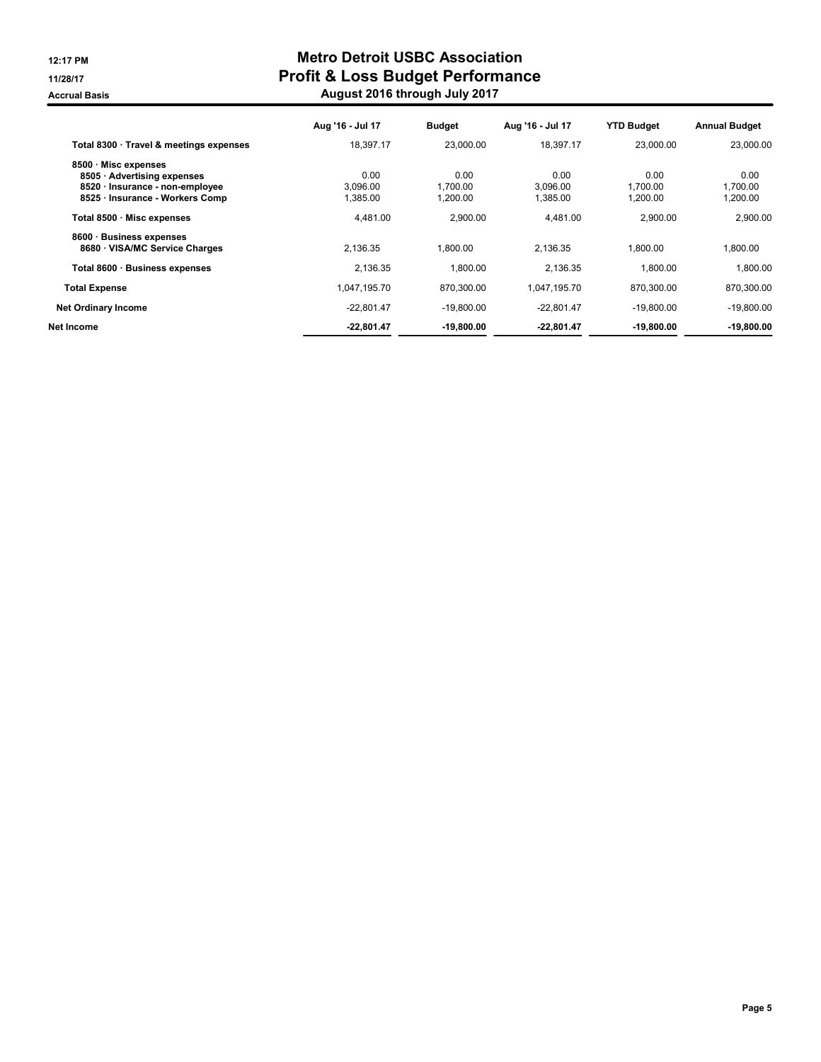# Metro Detroit USBC Association
## Profit & Loss Budget Performance
### August 2016 through July 2017

12:17 PM
11/28/17
Accrual Basis

| | Aug '16 - Jul 17 | Budget | Aug '16 - Jul 17 | YTD Budget | Annual Budget |
|---|---|---|---|---|---|
| Total 8300 · Travel & meetings expenses | 18,397.17 | 23,000.00 | 18,397.17 | 23,000.00 | 23,000.00 |
| 8500 · Misc expenses | | | | | |
| 8505 · Advertising expenses | 0.00 | 0.00 | 0.00 | 0.00 | 0.00 |
| 8520 · Insurance - non-employee | 3,096.00 | 1,700.00 | 3,096.00 | 1,700.00 | 1,700.00 |
| 8525 · Insurance - Workers Comp | 1,385.00 | 1,200.00 | 1,385.00 | 1,200.00 | 1,200.00 |
| Total 8500 · Misc expenses | 4,481.00 | 2,900.00 | 4,481.00 | 2,900.00 | 2,900.00 |
| 8600 · Business expenses | | | | | |
| 8680 · VISA/MC Service Charges | 2,136.35 | 1,800.00 | 2,136.35 | 1,800.00 | 1,800.00 |
| Total 8600 · Business expenses | 2,136.35 | 1,800.00 | 2,136.35 | 1,800.00 | 1,800.00 |
| Total Expense | 1,047,195.70 | 870,300.00 | 1,047,195.70 | 870,300.00 | 870,300.00 |
| Net Ordinary Income | -22,801.47 | -19,800.00 | -22,801.47 | -19,800.00 | -19,800.00 |
| **Net Income** | **-22,801.47** | **-19,800.00** | **-22,801.47** | **-19,800.00** | **-19,800.00** |